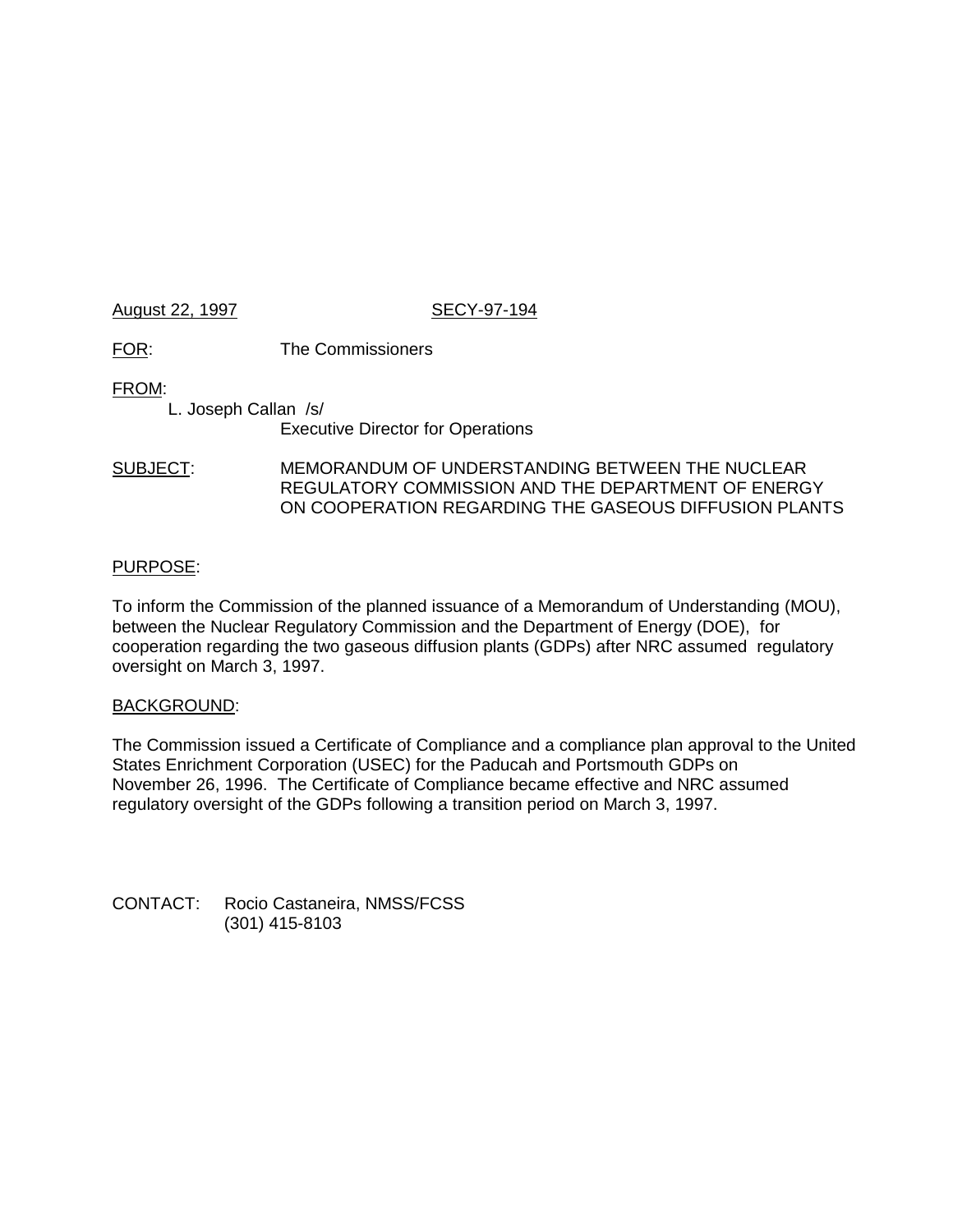August 22, 1997 SECY-97-194

FOR: The Commissioners

FROM:

L. Joseph Callan /s/
Executive Director for Operations

SUBJECT: MEMORANDUM OF UNDERSTANDING BETWEEN THE NUCLEAR REGULATORY COMMISSION AND THE DEPARTMENT OF ENERGY ON COOPERATION REGARDING THE GASEOUS DIFFUSION PLANTS

PURPOSE:

To inform the Commission of the planned issuance of a Memorandum of Understanding (MOU), between the Nuclear Regulatory Commission and the Department of Energy (DOE), for cooperation regarding the two gaseous diffusion plants (GDPs) after NRC assumed regulatory oversight on March 3, 1997.

BACKGROUND:

The Commission issued a Certificate of Compliance and a compliance plan approval to the United States Enrichment Corporation (USEC) for the Paducah and Portsmouth GDPs on November 26, 1996. The Certificate of Compliance became effective and NRC assumed regulatory oversight of the GDPs following a transition period on March 3, 1997.

CONTACT: Rocio Castaneira, NMSS/FCSS
(301) 415-8103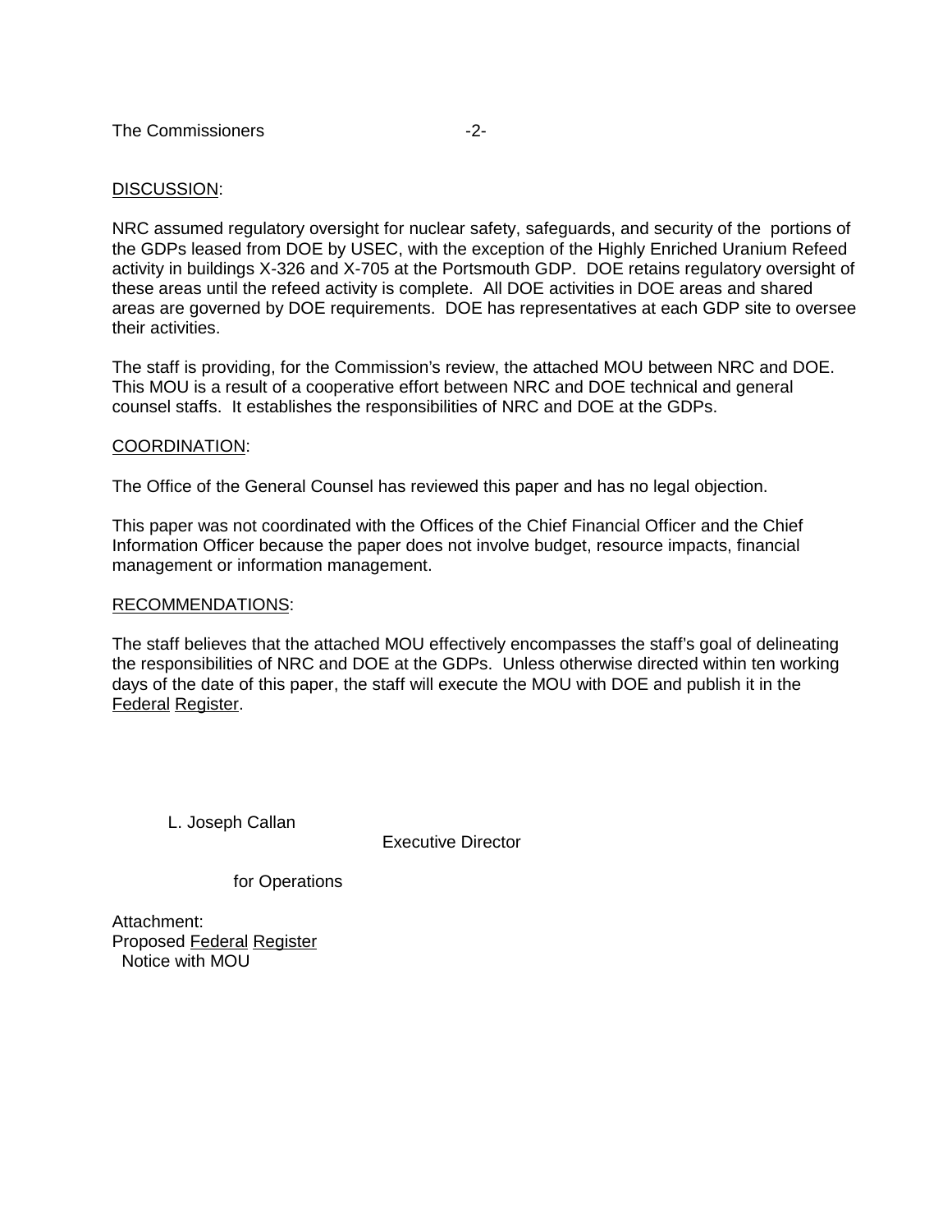DISCUSSION:

NRC assumed regulatory oversight for nuclear safety, safeguards, and security of the portions of the GDPs leased from DOE by USEC, with the exception of the Highly Enriched Uranium Refeed activity in buildings X-326 and X-705 at the Portsmouth GDP. DOE retains regulatory oversight of these areas until the refeed activity is complete. All DOE activities in DOE areas and shared areas are governed by DOE requirements. DOE has representatives at each GDP site to oversee their activities.

The staff is providing, for the Commission's review, the attached MOU between NRC and DOE. This MOU is a result of a cooperative effort between NRC and DOE technical and general counsel staffs. It establishes the responsibilities of NRC and DOE at the GDPs.

COORDINATION:

The Office of the General Counsel has reviewed this paper and has no legal objection.

This paper was not coordinated with the Offices of the Chief Financial Officer and the Chief Information Officer because the paper does not involve budget, resource impacts, financial management or information management.

RECOMMENDATIONS:

The staff believes that the attached MOU effectively encompasses the staff's goal of delineating the responsibilities of NRC and DOE at the GDPs. Unless otherwise directed within ten working days of the date of this paper, the staff will execute the MOU with DOE and publish it in the Federal Register.

L. Joseph Callan
Executive Director
for Operations

Attachment:
Proposed Federal Register
Notice with MOU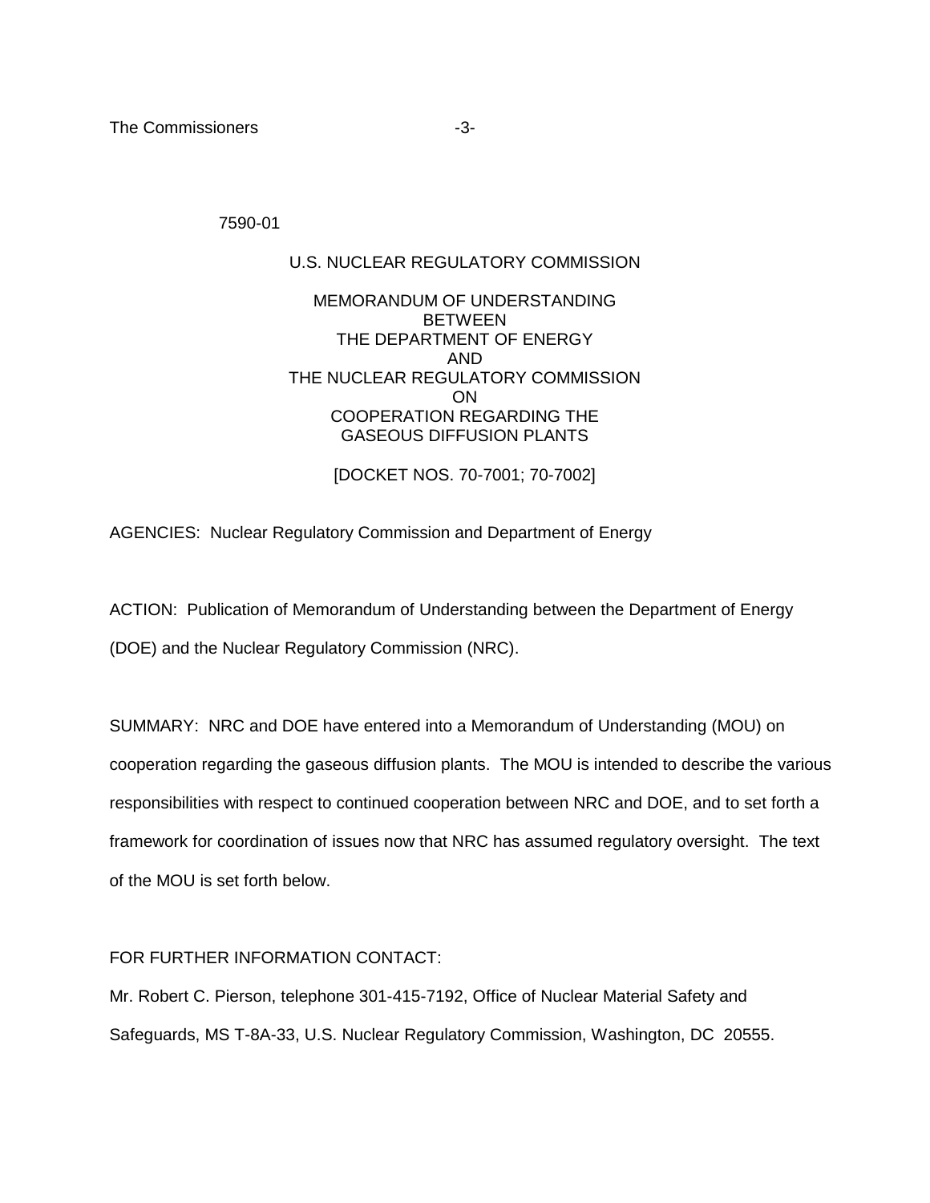7590-01

U.S. NUCLEAR REGULATORY COMMISSION

MEMORANDUM OF UNDERSTANDING
BETWEEN
THE DEPARTMENT OF ENERGY
AND
THE NUCLEAR REGULATORY COMMISSION
ON
COOPERATION REGARDING THE
GASEOUS DIFFUSION PLANTS

[DOCKET NOS. 70-7001; 70-7002]

AGENCIES: Nuclear Regulatory Commission and Department of Energy

ACTION: Publication of Memorandum of Understanding between the Department of Energy (DOE) and the Nuclear Regulatory Commission (NRC).

SUMMARY: NRC and DOE have entered into a Memorandum of Understanding (MOU) on cooperation regarding the gaseous diffusion plants. The MOU is intended to describe the various responsibilities with respect to continued cooperation between NRC and DOE, and to set forth a framework for coordination of issues now that NRC has assumed regulatory oversight. The text of the MOU is set forth below.

FOR FURTHER INFORMATION CONTACT:

Mr. Robert C. Pierson, telephone 301-415-7192, Office of Nuclear Material Safety and Safeguards, MS T-8A-33, U.S. Nuclear Regulatory Commission, Washington, DC 20555.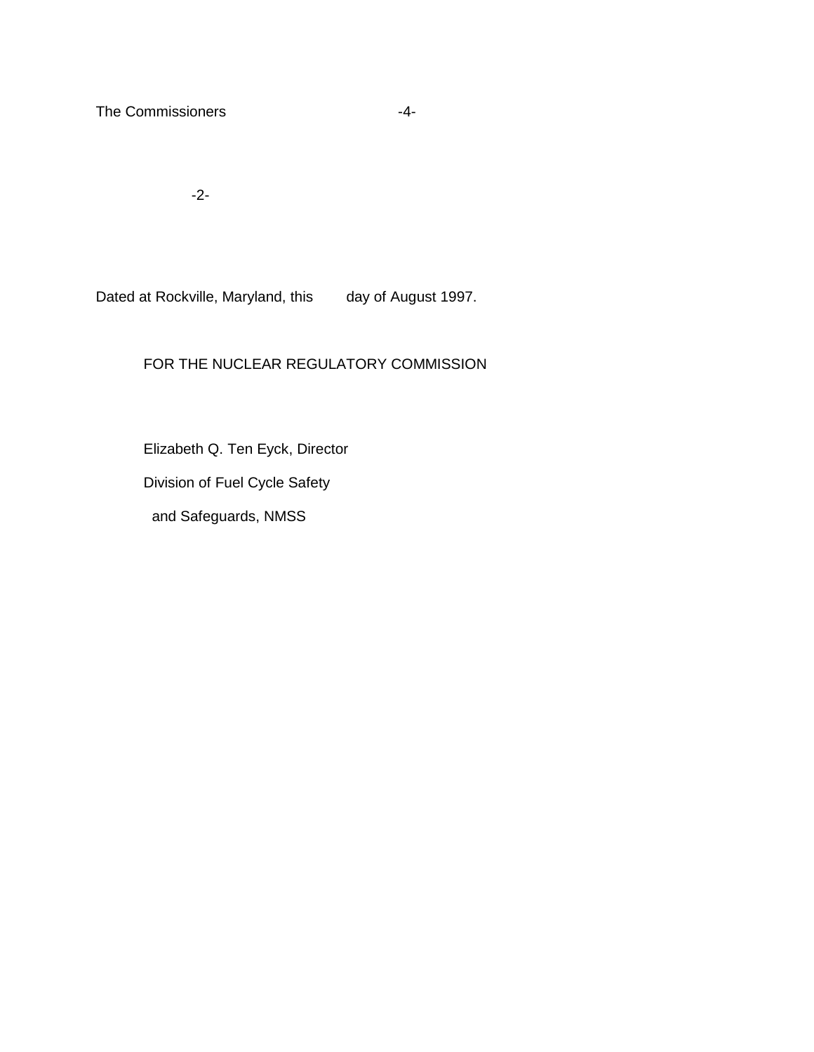Dated at Rockville, Maryland, this day of August 1997.

FOR THE NUCLEAR REGULATORY COMMISSION

Elizabeth Q. Ten Eyck, Director

Division of Fuel Cycle Safety

and Safeguards, NMSS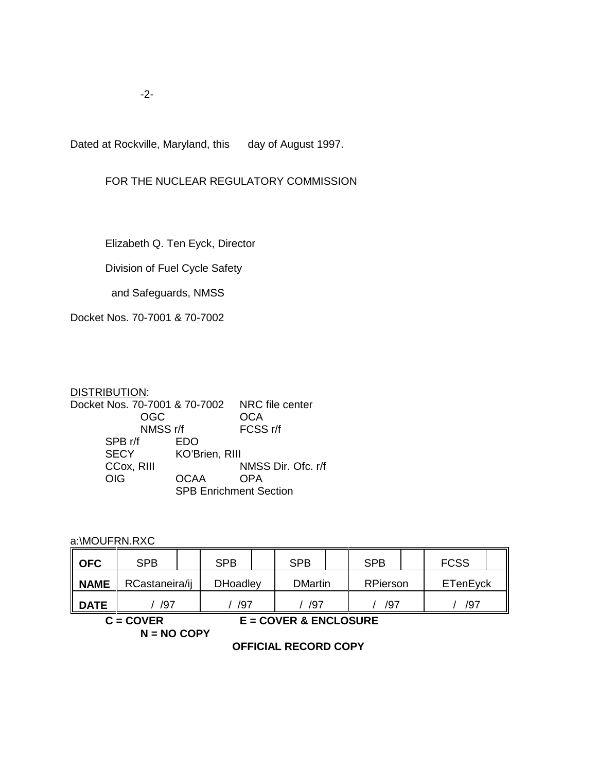Dated at Rockville, Maryland, this day of August 1997.

FOR THE NUCLEAR REGULATORY COMMISSION

Elizabeth Q. Ten Eyck, Director

Division of Fuel Cycle Safety

and Safeguards, NMSS

Docket Nos. 70-7001 & 70-7002

DISTRIBUTION:
Docket Nos. 70-7001 & 70-7002 NRC file center
OGC OCA
NMSS r/f FCSS r/f
SPB r/f EDO
SECY KO'Brien, RIII
CCox, RIII NMSS Dir. Ofc. r/f
OIG OCAA OPA
SPB Enrichment Section

a:\MOUFRN.RXC

| OFC | SPB | SPB | SPB | SPB | FCSS |
|---|---|---|---|---|---|
| NAME | RCastaneira/ij | DHoadley | DMartin | RPierson | ETenEyck |
| DATE | / /97 | / /97 | / /97 | / /97 | / /97 |

**C = COVER** **E = COVER & ENCLOSURE**
**N = NO COPY**

**OFFICIAL RECORD COPY**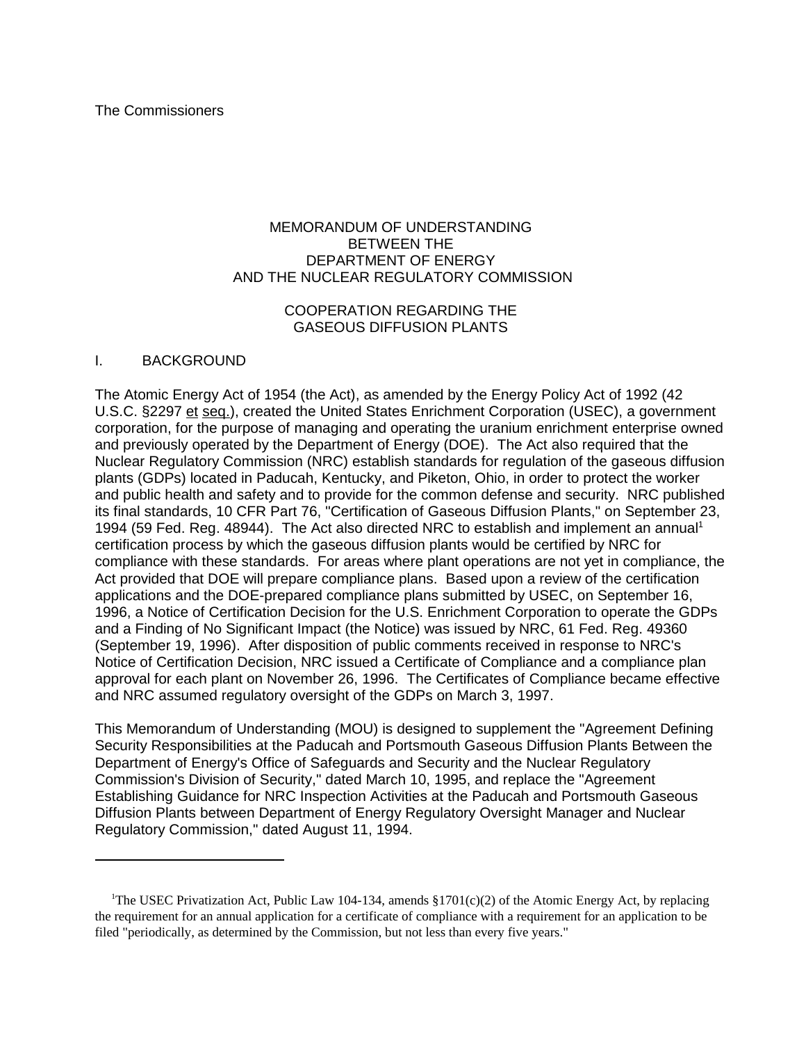The Commissioners

MEMORANDUM OF UNDERSTANDING
BETWEEN THE
DEPARTMENT OF ENERGY
AND THE NUCLEAR REGULATORY COMMISSION

COOPERATION REGARDING THE
GASEOUS DIFFUSION PLANTS

## I. BACKGROUND

The Atomic Energy Act of 1954 (the Act), as amended by the Energy Policy Act of 1992 (42 U.S.C. §2297 et seq.), created the United States Enrichment Corporation (USEC), a government corporation, for the purpose of managing and operating the uranium enrichment enterprise owned and previously operated by the Department of Energy (DOE). The Act also required that the Nuclear Regulatory Commission (NRC) establish standards for regulation of the gaseous diffusion plants (GDPs) located in Paducah, Kentucky, and Piketon, Ohio, in order to protect the worker and public health and safety and to provide for the common defense and security. NRC published its final standards, 10 CFR Part 76, "Certification of Gaseous Diffusion Plants," on September 23, 1994 (59 Fed. Reg. 48944). The Act also directed NRC to establish and implement an annual[1] certification process by which the gaseous diffusion plants would be certified by NRC for compliance with these standards. For areas where plant operations are not yet in compliance, the Act provided that DOE will prepare compliance plans. Based upon a review of the certification applications and the DOE-prepared compliance plans submitted by USEC, on September 16, 1996, a Notice of Certification Decision for the U.S. Enrichment Corporation to operate the GDPs and a Finding of No Significant Impact (the Notice) was issued by NRC, 61 Fed. Reg. 49360 (September 19, 1996). After disposition of public comments received in response to NRC's Notice of Certification Decision, NRC issued a Certificate of Compliance and a compliance plan approval for each plant on November 26, 1996. The Certificates of Compliance became effective and NRC assumed regulatory oversight of the GDPs on March 3, 1997.

This Memorandum of Understanding (MOU) is designed to supplement the "Agreement Defining Security Responsibilities at the Paducah and Portsmouth Gaseous Diffusion Plants Between the Department of Energy's Office of Safeguards and Security and the Nuclear Regulatory Commission's Division of Security," dated March 10, 1995, and replace the "Agreement Establishing Guidance for NRC Inspection Activities at the Paducah and Portsmouth Gaseous Diffusion Plants between Department of Energy Regulatory Oversight Manager and Nuclear Regulatory Commission," dated August 11, 1994.

---

[1]The USEC Privatization Act, Public Law 104-134, amends §1701(c)(2) of the Atomic Energy Act, by replacing the requirement for an annual application for a certificate of compliance with a requirement for an application to be filed "periodically, as determined by the Commission, but not less than every five years."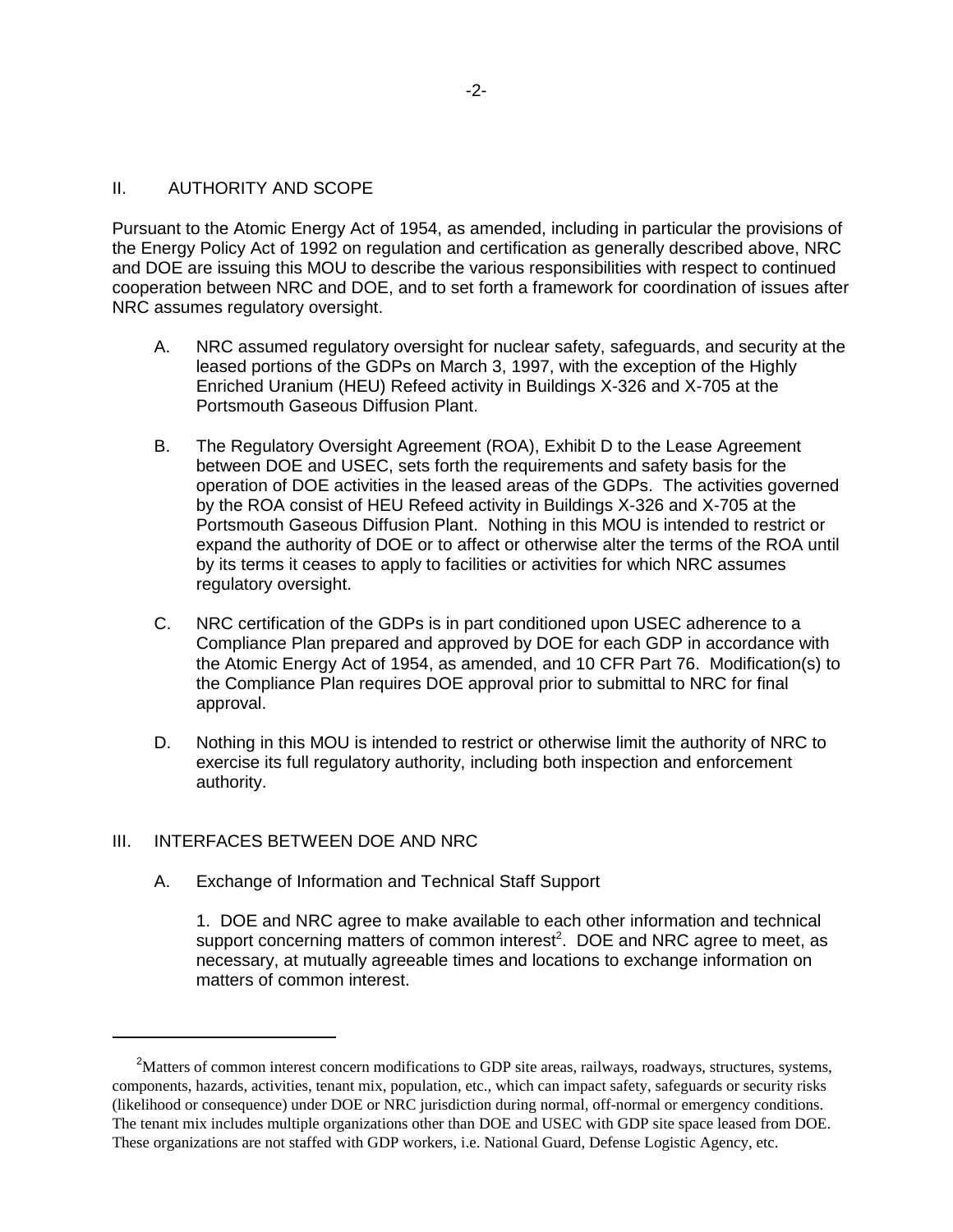## II. AUTHORITY AND SCOPE

Pursuant to the Atomic Energy Act of 1954, as amended, including in particular the provisions of the Energy Policy Act of 1992 on regulation and certification as generally described above, NRC and DOE are issuing this MOU to describe the various responsibilities with respect to continued cooperation between NRC and DOE, and to set forth a framework for coordination of issues after NRC assumes regulatory oversight.

A. NRC assumed regulatory oversight for nuclear safety, safeguards, and security at the leased portions of the GDPs on March 3, 1997, with the exception of the Highly Enriched Uranium (HEU) Refeed activity in Buildings X-326 and X-705 at the Portsmouth Gaseous Diffusion Plant.

B. The Regulatory Oversight Agreement (ROA), Exhibit D to the Lease Agreement between DOE and USEC, sets forth the requirements and safety basis for the operation of DOE activities in the leased areas of the GDPs. The activities governed by the ROA consist of HEU Refeed activity in Buildings X-326 and X-705 at the Portsmouth Gaseous Diffusion Plant. Nothing in this MOU is intended to restrict or expand the authority of DOE or to affect or otherwise alter the terms of the ROA until by its terms it ceases to apply to facilities or activities for which NRC assumes regulatory oversight.

C. NRC certification of the GDPs is in part conditioned upon USEC adherence to a Compliance Plan prepared and approved by DOE for each GDP in accordance with the Atomic Energy Act of 1954, as amended, and 10 CFR Part 76. Modification(s) to the Compliance Plan requires DOE approval prior to submittal to NRC for final approval.

D. Nothing in this MOU is intended to restrict or otherwise limit the authority of NRC to exercise its full regulatory authority, including both inspection and enforcement authority.

## III. INTERFACES BETWEEN DOE AND NRC

### A. Exchange of Information and Technical Staff Support

1. DOE and NRC agree to make available to each other information and technical support concerning matters of common interest[2]. DOE and NRC agree to meet, as necessary, at mutually agreeable times and locations to exchange information on matters of common interest.

---

[2] Matters of common interest concern modifications to GDP site areas, railways, roadways, structures, systems, components, hazards, activities, tenant mix, population, etc., which can impact safety, safeguards or security risks (likelihood or consequence) under DOE or NRC jurisdiction during normal, off-normal or emergency conditions. The tenant mix includes multiple organizations other than DOE and USEC with GDP site space leased from DOE. These organizations are not staffed with GDP workers, i.e. National Guard, Defense Logistic Agency, etc.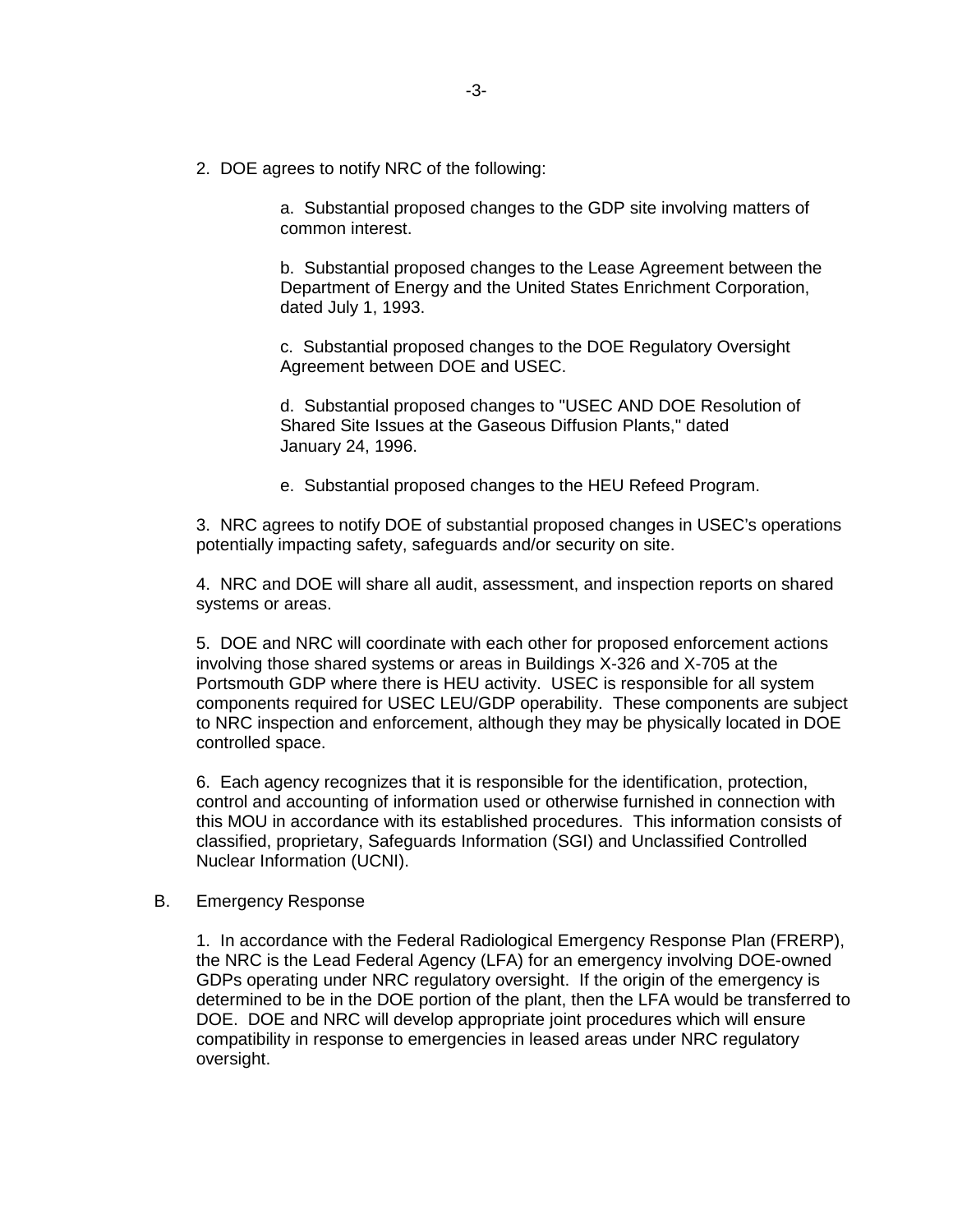2. DOE agrees to notify NRC of the following:

a. Substantial proposed changes to the GDP site involving matters of common interest.

b. Substantial proposed changes to the Lease Agreement between the Department of Energy and the United States Enrichment Corporation, dated July 1, 1993.

c. Substantial proposed changes to the DOE Regulatory Oversight Agreement between DOE and USEC.

d. Substantial proposed changes to "USEC AND DOE Resolution of Shared Site Issues at the Gaseous Diffusion Plants," dated January 24, 1996.

e. Substantial proposed changes to the HEU Refeed Program.

3. NRC agrees to notify DOE of substantial proposed changes in USEC's operations potentially impacting safety, safeguards and/or security on site.

4. NRC and DOE will share all audit, assessment, and inspection reports on shared systems or areas.

5. DOE and NRC will coordinate with each other for proposed enforcement actions involving those shared systems or areas in Buildings X-326 and X-705 at the Portsmouth GDP where there is HEU activity. USEC is responsible for all system components required for USEC LEU/GDP operability. These components are subject to NRC inspection and enforcement, although they may be physically located in DOE controlled space.

6. Each agency recognizes that it is responsible for the identification, protection, control and accounting of information used or otherwise furnished in connection with this MOU in accordance with its established procedures. This information consists of classified, proprietary, Safeguards Information (SGI) and Unclassified Controlled Nuclear Information (UCNI).

B. Emergency Response

1. In accordance with the Federal Radiological Emergency Response Plan (FRERP), the NRC is the Lead Federal Agency (LFA) for an emergency involving DOE-owned GDPs operating under NRC regulatory oversight. If the origin of the emergency is determined to be in the DOE portion of the plant, then the LFA would be transferred to DOE. DOE and NRC will develop appropriate joint procedures which will ensure compatibility in response to emergencies in leased areas under NRC regulatory oversight.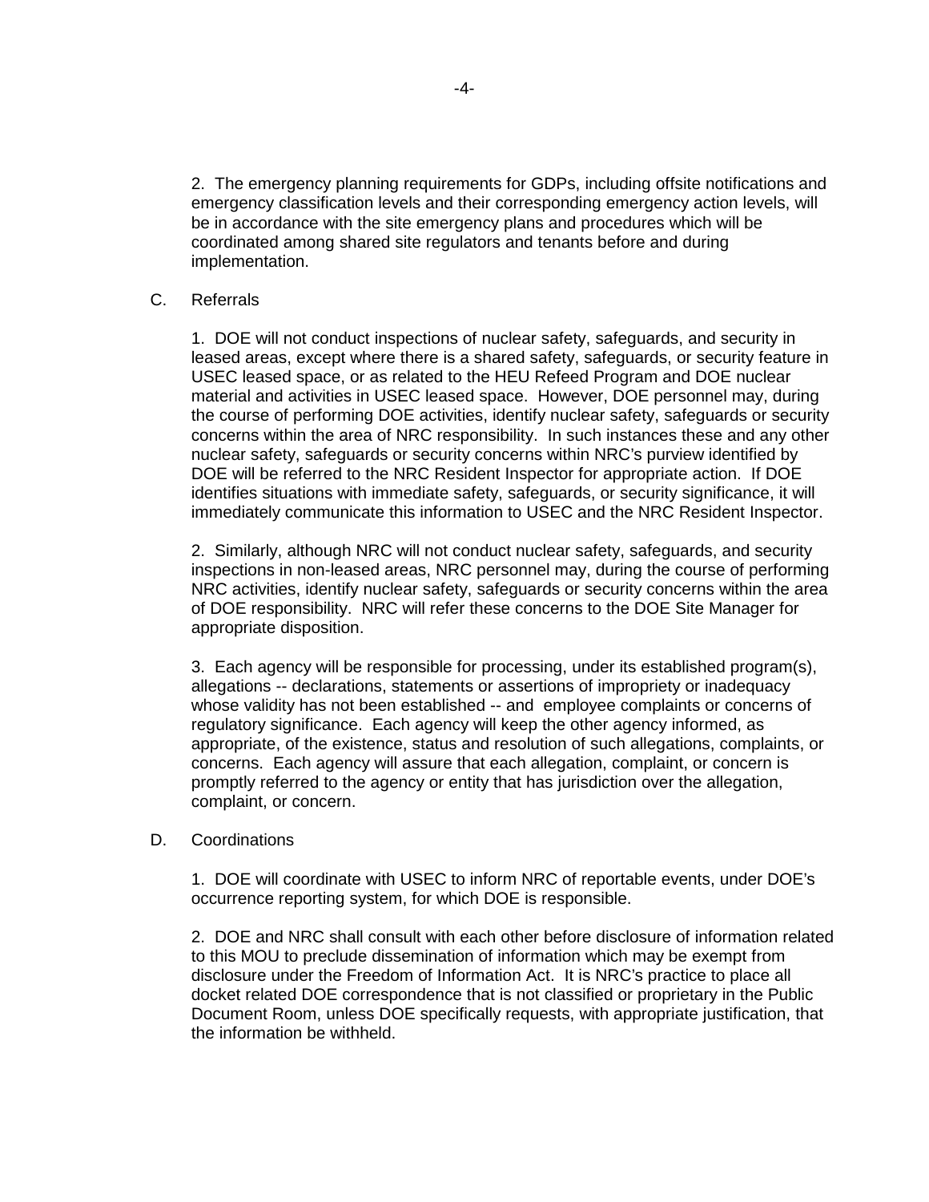2. The emergency planning requirements for GDPs, including offsite notifications and emergency classification levels and their corresponding emergency action levels, will be in accordance with the site emergency plans and procedures which will be coordinated among shared site regulators and tenants before and during implementation.

C. Referrals

1. DOE will not conduct inspections of nuclear safety, safeguards, and security in leased areas, except where there is a shared safety, safeguards, or security feature in USEC leased space, or as related to the HEU Refeed Program and DOE nuclear material and activities in USEC leased space. However, DOE personnel may, during the course of performing DOE activities, identify nuclear safety, safeguards or security concerns within the area of NRC responsibility. In such instances these and any other nuclear safety, safeguards or security concerns within NRC's purview identified by DOE will be referred to the NRC Resident Inspector for appropriate action. If DOE identifies situations with immediate safety, safeguards, or security significance, it will immediately communicate this information to USEC and the NRC Resident Inspector.

2. Similarly, although NRC will not conduct nuclear safety, safeguards, and security inspections in non-leased areas, NRC personnel may, during the course of performing NRC activities, identify nuclear safety, safeguards or security concerns within the area of DOE responsibility. NRC will refer these concerns to the DOE Site Manager for appropriate disposition.

3. Each agency will be responsible for processing, under its established program(s), allegations -- declarations, statements or assertions of impropriety or inadequacy whose validity has not been established -- and employee complaints or concerns of regulatory significance. Each agency will keep the other agency informed, as appropriate, of the existence, status and resolution of such allegations, complaints, or concerns. Each agency will assure that each allegation, complaint, or concern is promptly referred to the agency or entity that has jurisdiction over the allegation, complaint, or concern.

D. Coordinations

1. DOE will coordinate with USEC to inform NRC of reportable events, under DOE's occurrence reporting system, for which DOE is responsible.

2. DOE and NRC shall consult with each other before disclosure of information related to this MOU to preclude dissemination of information which may be exempt from disclosure under the Freedom of Information Act. It is NRC's practice to place all docket related DOE correspondence that is not classified or proprietary in the Public Document Room, unless DOE specifically requests, with appropriate justification, that the information be withheld.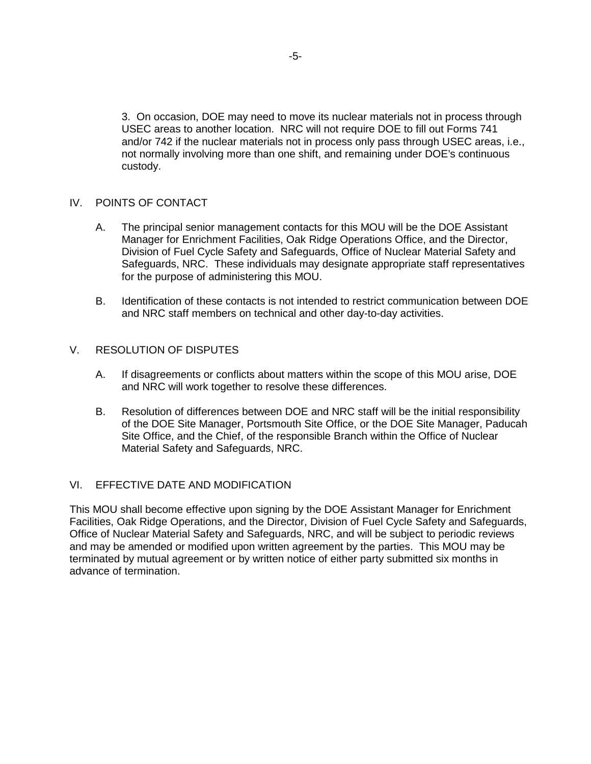3. On occasion, DOE may need to move its nuclear materials not in process through USEC areas to another location. NRC will not require DOE to fill out Forms 741 and/or 742 if the nuclear materials not in process only pass through USEC areas, i.e., not normally involving more than one shift, and remaining under DOE's continuous custody.

## IV. POINTS OF CONTACT

A. The principal senior management contacts for this MOU will be the DOE Assistant Manager for Enrichment Facilities, Oak Ridge Operations Office, and the Director, Division of Fuel Cycle Safety and Safeguards, Office of Nuclear Material Safety and Safeguards, NRC. These individuals may designate appropriate staff representatives for the purpose of administering this MOU.

B. Identification of these contacts is not intended to restrict communication between DOE and NRC staff members on technical and other day-to-day activities.

## V. RESOLUTION OF DISPUTES

A. If disagreements or conflicts about matters within the scope of this MOU arise, DOE and NRC will work together to resolve these differences.

B. Resolution of differences between DOE and NRC staff will be the initial responsibility of the DOE Site Manager, Portsmouth Site Office, or the DOE Site Manager, Paducah Site Office, and the Chief, of the responsible Branch within the Office of Nuclear Material Safety and Safeguards, NRC.

## VI. EFFECTIVE DATE AND MODIFICATION

This MOU shall become effective upon signing by the DOE Assistant Manager for Enrichment Facilities, Oak Ridge Operations, and the Director, Division of Fuel Cycle Safety and Safeguards, Office of Nuclear Material Safety and Safeguards, NRC, and will be subject to periodic reviews and may be amended or modified upon written agreement by the parties. This MOU may be terminated by mutual agreement or by written notice of either party submitted six months in advance of termination.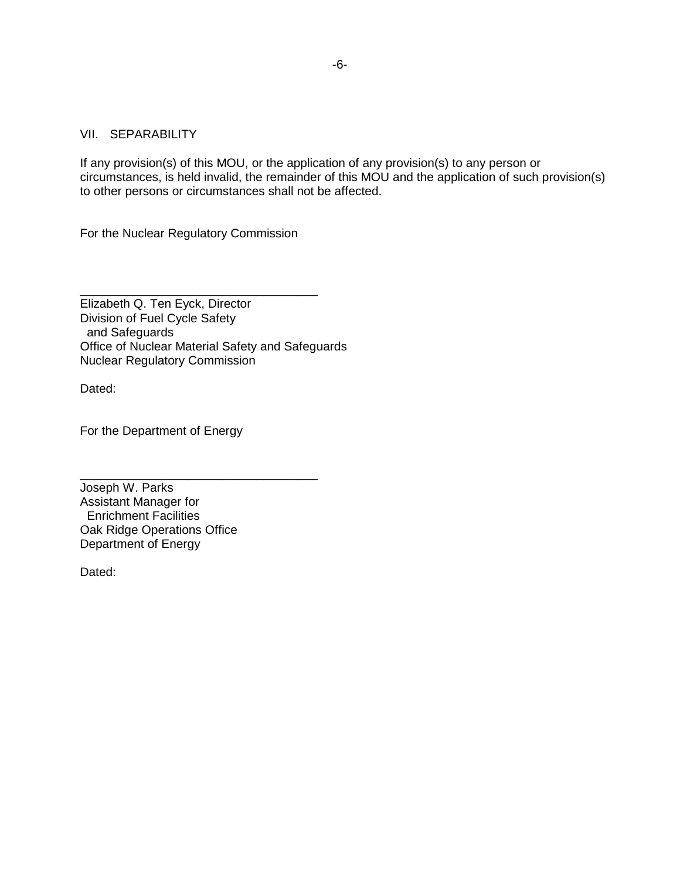## VII. SEPARABILITY

If any provision(s) of this MOU, or the application of any provision(s) to any person or circumstances, is held invalid, the remainder of this MOU and the application of such provision(s) to other persons or circumstances shall not be affected.

For the Nuclear Regulatory Commission

___________________________________
Elizabeth Q. Ten Eyck, Director
Division of Fuel Cycle Safety
and Safeguards
Office of Nuclear Material Safety and Safeguards
Nuclear Regulatory Commission

Dated:

For the Department of Energy

___________________________________
Joseph W. Parks
Assistant Manager for
Enrichment Facilities
Oak Ridge Operations Office
Department of Energy

Dated: